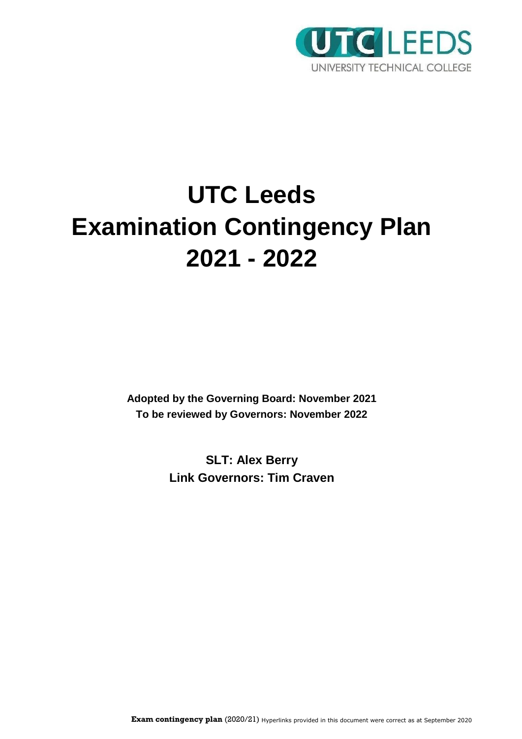# UTC Leeds Examination Contingency Plan 2021 - 2022

**Adopted by the Governing Board: November 2021**
**To be reviewed by Governors: November 2022**

**SLT: Alex Berry**
**Link Governors: Tim Craven**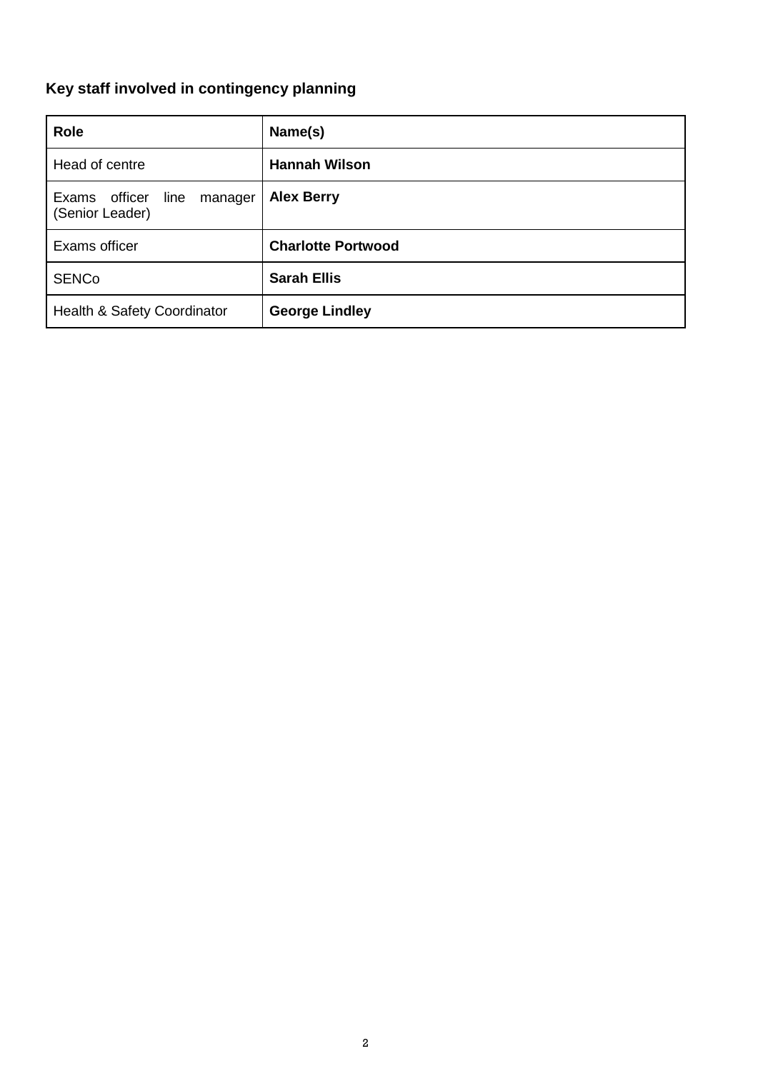### Key staff involved in contingency planning

| **Role** | **Name(s)** |
| --- | --- |
| Head of centre | **Hannah Wilson** |
| Exams officer line manager (Senior Leader) | **Alex Berry** |
| Exams officer | **Charlotte Portwood** |
| SENCo | **Sarah Ellis** |
| Health & Safety Coordinator | **George Lindley** |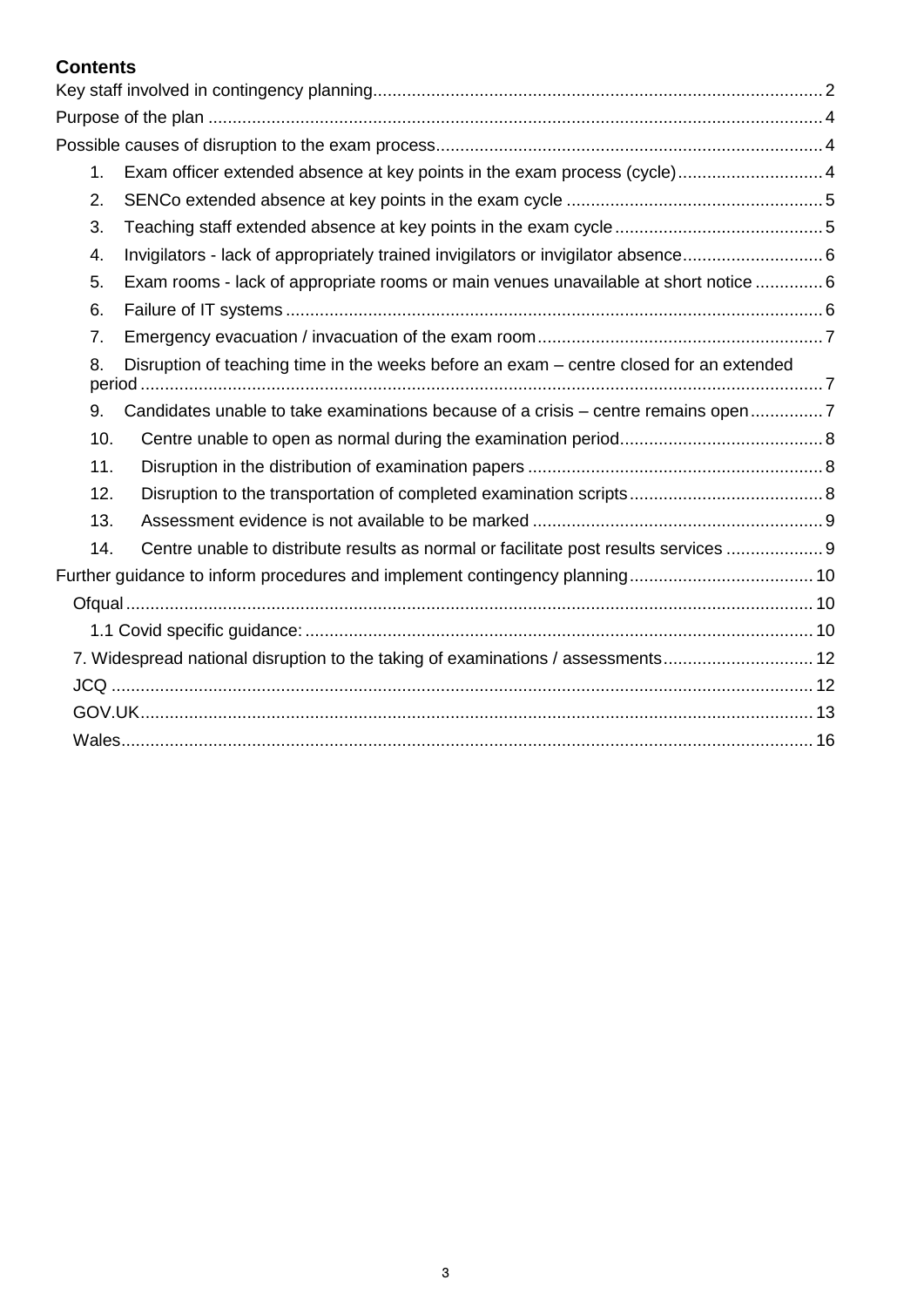## Contents

Key staff involved in contingency planning ........ 2

Purpose of the plan ........ 4

Possible causes of disruption to the exam process ........ 4

1. Exam officer extended absence at key points in the exam process (cycle) ........ 4
2. SENCo extended absence at key points in the exam cycle ........ 5
3. Teaching staff extended absence at key points in the exam cycle ........ 5
4. Invigilators - lack of appropriately trained invigilators or invigilator absence ........ 6
5. Exam rooms - lack of appropriate rooms or main venues unavailable at short notice ........ 6
6. Failure of IT systems ........ 6
7. Emergency evacuation / invacuation of the exam room ........ 7
8. Disruption of teaching time in the weeks before an exam – centre closed for an extended period ........ 7
9. Candidates unable to take examinations because of a crisis – centre remains open ........ 7
10. Centre unable to open as normal during the examination period ........ 8
11. Disruption in the distribution of examination papers ........ 8
12. Disruption to the transportation of completed examination scripts ........ 8
13. Assessment evidence is not available to be marked ........ 9
14. Centre unable to distribute results as normal or facilitate post results services ........ 9

Further guidance to inform procedures and implement contingency planning ........ 10

- Ofqual ........ 10
  - 1.1 Covid specific guidance: ........ 10
- 7. Widespread national disruption to the taking of examinations / assessments ........ 12
- JCQ ........ 12
- GOV.UK ........ 13
- Wales ........ 16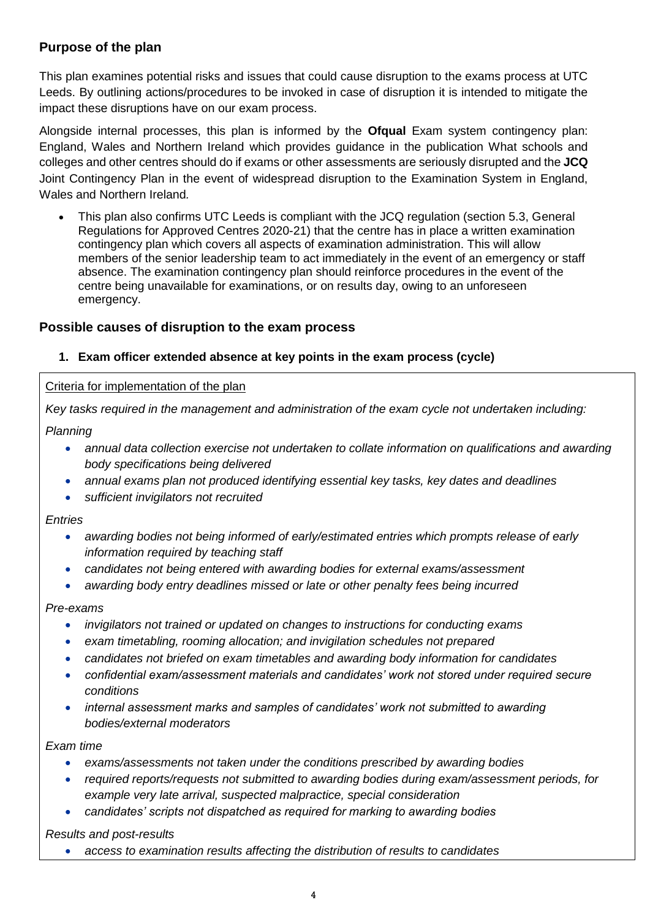## Purpose of the plan

This plan examines potential risks and issues that could cause disruption to the exams process at UTC Leeds. By outlining actions/procedures to be invoked in case of disruption it is intended to mitigate the impact these disruptions have on our exam process.

Alongside internal processes, this plan is informed by the **Ofqual** Exam system contingency plan: England, Wales and Northern Ireland which provides guidance in the publication What schools and colleges and other centres should do if exams or other assessments are seriously disrupted and the **JCQ** Joint Contingency Plan in the event of widespread disruption to the Examination System in England, Wales and Northern Ireland*.*

- This plan also confirms UTC Leeds is compliant with the JCQ regulation (section 5.3, General Regulations for Approved Centres 2020-21) that the centre has in place a written examination contingency plan which covers all aspects of examination administration. This will allow members of the senior leadership team to act immediately in the event of an emergency or staff absence. The examination contingency plan should reinforce procedures in the event of the centre being unavailable for examinations, or on results day, owing to an unforeseen emergency.

## Possible causes of disruption to the exam process

### 1. Exam officer extended absence at key points in the exam process (cycle)

Criteria for implementation of the plan

*Key tasks required in the management and administration of the exam cycle not undertaken including:*

*Planning*

- *annual data collection exercise not undertaken to collate information on qualifications and awarding body specifications being delivered*
- *annual exams plan not produced identifying essential key tasks, key dates and deadlines*
- *sufficient invigilators not recruited*

*Entries*

- *awarding bodies not being informed of early/estimated entries which prompts release of early information required by teaching staff*
- *candidates not being entered with awarding bodies for external exams/assessment*
- *awarding body entry deadlines missed or late or other penalty fees being incurred*

*Pre-exams*

- *invigilators not trained or updated on changes to instructions for conducting exams*
- *exam timetabling, rooming allocation; and invigilation schedules not prepared*
- *candidates not briefed on exam timetables and awarding body information for candidates*
- *confidential exam/assessment materials and candidates' work not stored under required secure conditions*
- *internal assessment marks and samples of candidates' work not submitted to awarding bodies/external moderators*

*Exam time*

- *exams/assessments not taken under the conditions prescribed by awarding bodies*
- *required reports/requests not submitted to awarding bodies during exam/assessment periods, for example very late arrival, suspected malpractice, special consideration*
- *candidates' scripts not dispatched as required for marking to awarding bodies*

*Results and post-results*

- *access to examination results affecting the distribution of results to candidates*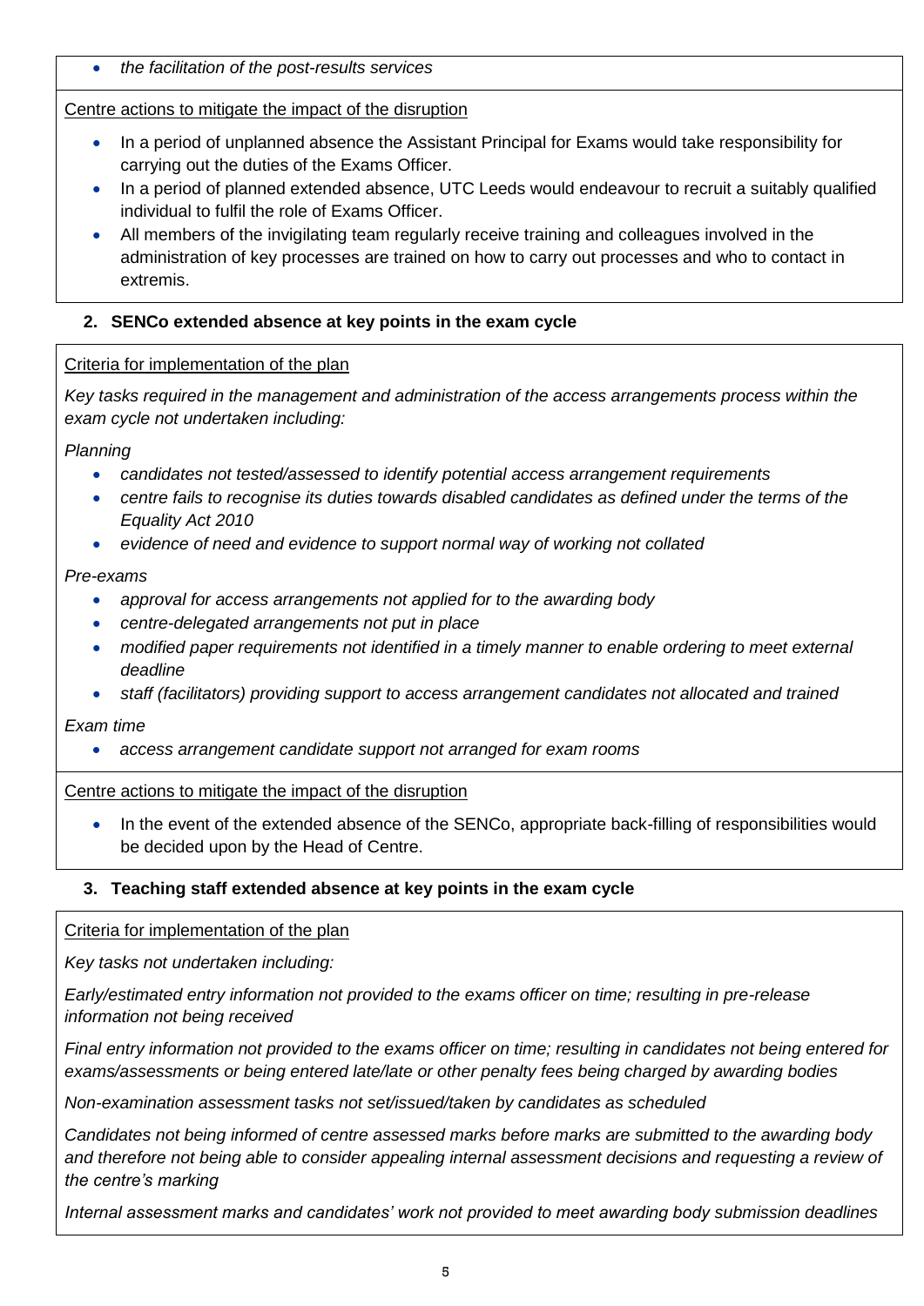- *the facilitation of the post-results services*

Centre actions to mitigate the impact of the disruption

- In a period of unplanned absence the Assistant Principal for Exams would take responsibility for carrying out the duties of the Exams Officer.
- In a period of planned extended absence, UTC Leeds would endeavour to recruit a suitably qualified individual to fulfil the role of Exams Officer.
- All members of the invigilating team regularly receive training and colleagues involved in the administration of key processes are trained on how to carry out processes and who to contact in extremis.

### 2. SENCo extended absence at key points in the exam cycle

Criteria for implementation of the plan

*Key tasks required in the management and administration of the access arrangements process within the exam cycle not undertaken including:*

*Planning*

- *candidates not tested/assessed to identify potential access arrangement requirements*
- *centre fails to recognise its duties towards disabled candidates as defined under the terms of the Equality Act 2010*
- *evidence of need and evidence to support normal way of working not collated*

*Pre-exams*

- *approval for access arrangements not applied for to the awarding body*
- *centre-delegated arrangements not put in place*
- *modified paper requirements not identified in a timely manner to enable ordering to meet external deadline*
- *staff (facilitators) providing support to access arrangement candidates not allocated and trained*

*Exam time*

- *access arrangement candidate support not arranged for exam rooms*

Centre actions to mitigate the impact of the disruption

- In the event of the extended absence of the SENCo, appropriate back-filling of responsibilities would be decided upon by the Head of Centre.

### 3. Teaching staff extended absence at key points in the exam cycle

Criteria for implementation of the plan

*Key tasks not undertaken including:*

*Early/estimated entry information not provided to the exams officer on time; resulting in pre-release information not being received*

*Final entry information not provided to the exams officer on time; resulting in candidates not being entered for exams/assessments or being entered late/late or other penalty fees being charged by awarding bodies*

*Non-examination assessment tasks not set/issued/taken by candidates as scheduled*

*Candidates not being informed of centre assessed marks before marks are submitted to the awarding body and therefore not being able to consider appealing internal assessment decisions and requesting a review of the centre's marking*

*Internal assessment marks and candidates' work not provided to meet awarding body submission deadlines*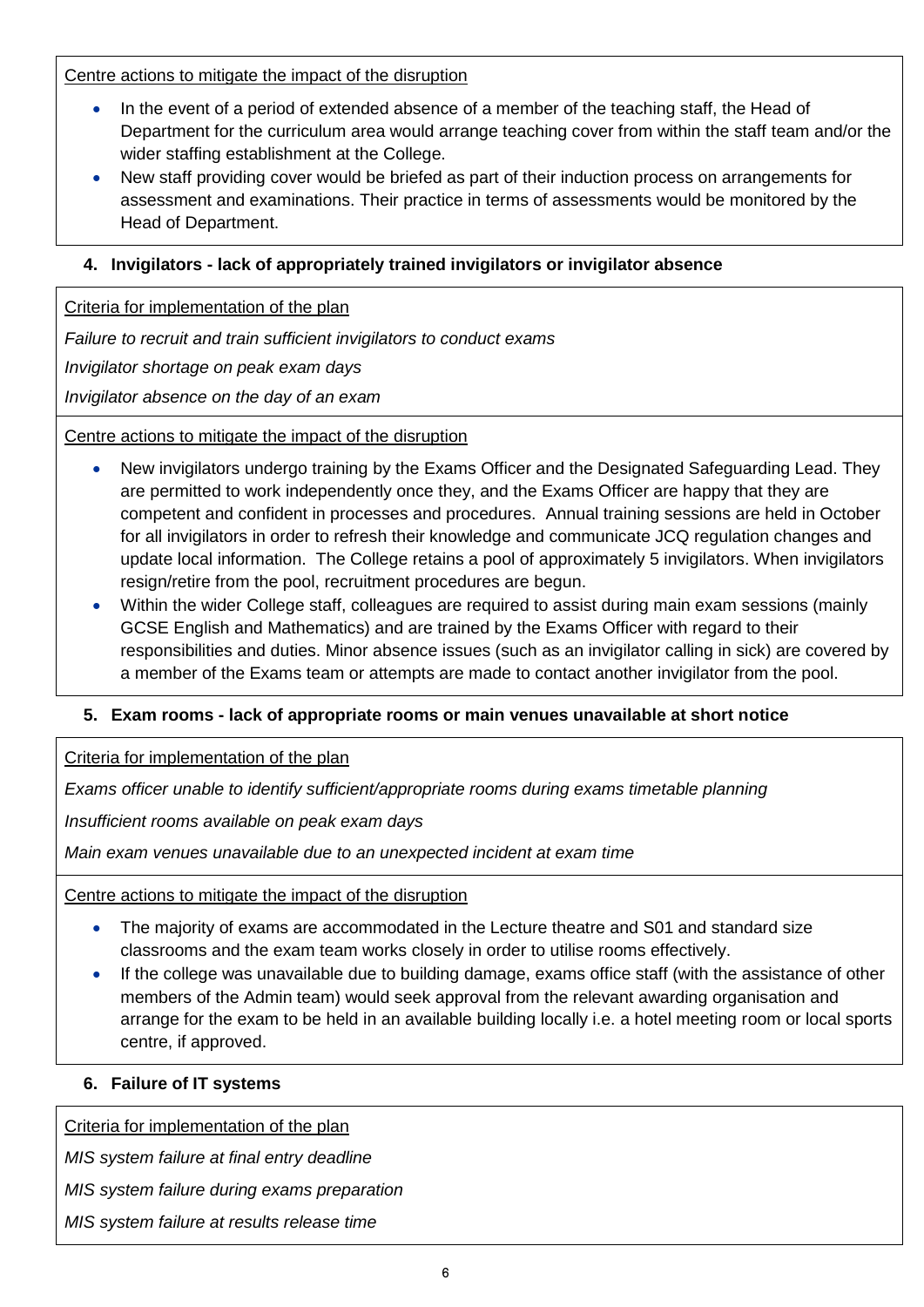Centre actions to mitigate the impact of the disruption

- In the event of a period of extended absence of a member of the teaching staff, the Head of Department for the curriculum area would arrange teaching cover from within the staff team and/or the wider staffing establishment at the College.
- New staff providing cover would be briefed as part of their induction process on arrangements for assessment and examinations. Their practice in terms of assessments would be monitored by the Head of Department.

### 4. Invigilators - lack of appropriately trained invigilators or invigilator absence

Criteria for implementation of the plan

*Failure to recruit and train sufficient invigilators to conduct exams*

*Invigilator shortage on peak exam days*

*Invigilator absence on the day of an exam*

Centre actions to mitigate the impact of the disruption

- New invigilators undergo training by the Exams Officer and the Designated Safeguarding Lead. They are permitted to work independently once they, and the Exams Officer are happy that they are competent and confident in processes and procedures. Annual training sessions are held in October for all invigilators in order to refresh their knowledge and communicate JCQ regulation changes and update local information. The College retains a pool of approximately 5 invigilators. When invigilators resign/retire from the pool, recruitment procedures are begun.
- Within the wider College staff, colleagues are required to assist during main exam sessions (mainly GCSE English and Mathematics) and are trained by the Exams Officer with regard to their responsibilities and duties. Minor absence issues (such as an invigilator calling in sick) are covered by a member of the Exams team or attempts are made to contact another invigilator from the pool.

### 5. Exam rooms - lack of appropriate rooms or main venues unavailable at short notice

Criteria for implementation of the plan

*Exams officer unable to identify sufficient/appropriate rooms during exams timetable planning*

*Insufficient rooms available on peak exam days*

*Main exam venues unavailable due to an unexpected incident at exam time*

Centre actions to mitigate the impact of the disruption

- The majority of exams are accommodated in the Lecture theatre and S01 and standard size classrooms and the exam team works closely in order to utilise rooms effectively.
- If the college was unavailable due to building damage, exams office staff (with the assistance of other members of the Admin team) would seek approval from the relevant awarding organisation and arrange for the exam to be held in an available building locally i.e. a hotel meeting room or local sports centre, if approved.

### 6. Failure of IT systems

Criteria for implementation of the plan

*MIS system failure at final entry deadline*

*MIS system failure during exams preparation*

*MIS system failure at results release time*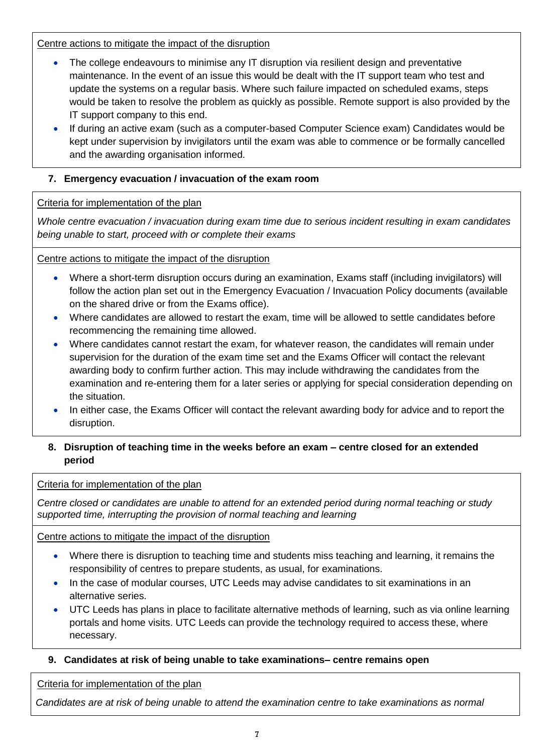Centre actions to mitigate the impact of the disruption

- The college endeavours to minimise any IT disruption via resilient design and preventative maintenance. In the event of an issue this would be dealt with the IT support team who test and update the systems on a regular basis. Where such failure impacted on scheduled exams, steps would be taken to resolve the problem as quickly as possible. Remote support is also provided by the IT support company to this end.
- If during an active exam (such as a computer-based Computer Science exam) Candidates would be kept under supervision by invigilators until the exam was able to commence or be formally cancelled and the awarding organisation informed.

### 7. Emergency evacuation / invacuation of the exam room

Criteria for implementation of the plan

*Whole centre evacuation / invacuation during exam time due to serious incident resulting in exam candidates being unable to start, proceed with or complete their exams*

Centre actions to mitigate the impact of the disruption

- Where a short-term disruption occurs during an examination, Exams staff (including invigilators) will follow the action plan set out in the Emergency Evacuation / Invacuation Policy documents (available on the shared drive or from the Exams office).
- Where candidates are allowed to restart the exam, time will be allowed to settle candidates before recommencing the remaining time allowed.
- Where candidates cannot restart the exam, for whatever reason, the candidates will remain under supervision for the duration of the exam time set and the Exams Officer will contact the relevant awarding body to confirm further action. This may include withdrawing the candidates from the examination and re-entering them for a later series or applying for special consideration depending on the situation.
- In either case, the Exams Officer will contact the relevant awarding body for advice and to report the disruption.

### 8. Disruption of teaching time in the weeks before an exam – centre closed for an extended period

Criteria for implementation of the plan

*Centre closed or candidates are unable to attend for an extended period during normal teaching or study supported time, interrupting the provision of normal teaching and learning*

Centre actions to mitigate the impact of the disruption

- Where there is disruption to teaching time and students miss teaching and learning, it remains the responsibility of centres to prepare students, as usual, for examinations.
- In the case of modular courses, UTC Leeds may advise candidates to sit examinations in an alternative series.
- UTC Leeds has plans in place to facilitate alternative methods of learning, such as via online learning portals and home visits. UTC Leeds can provide the technology required to access these, where necessary.

### 9. Candidates at risk of being unable to take examinations– centre remains open

Criteria for implementation of the plan

*Candidates are at risk of being unable to attend the examination centre to take examinations as normal*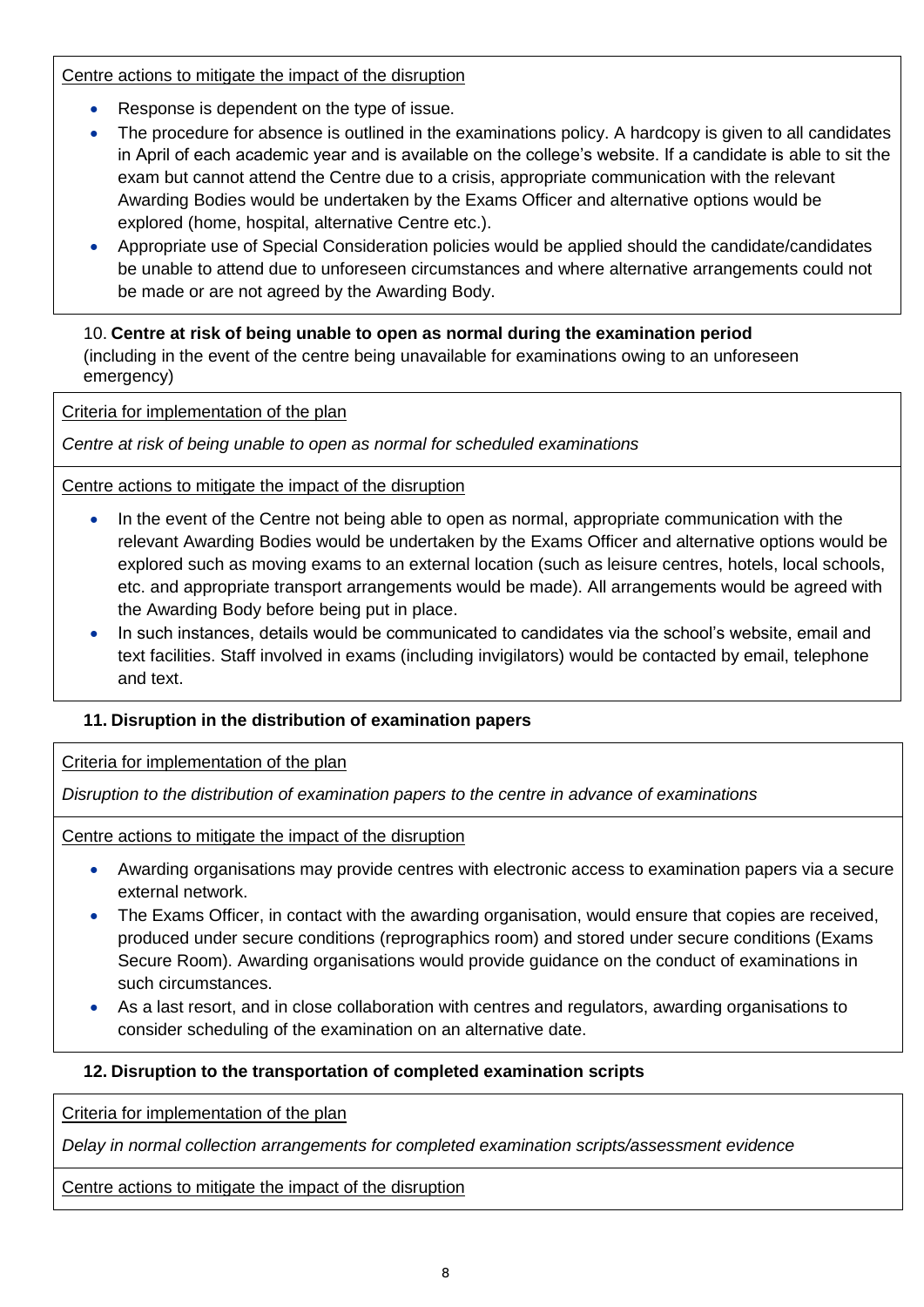Centre actions to mitigate the impact of the disruption

- Response is dependent on the type of issue.
- The procedure for absence is outlined in the examinations policy. A hardcopy is given to all candidates in April of each academic year and is available on the college's website. If a candidate is able to sit the exam but cannot attend the Centre due to a crisis, appropriate communication with the relevant Awarding Bodies would be undertaken by the Exams Officer and alternative options would be explored (home, hospital, alternative Centre etc.).
- Appropriate use of Special Consideration policies would be applied should the candidate/candidates be unable to attend due to unforeseen circumstances and where alternative arrangements could not be made or are not agreed by the Awarding Body.

### 10. **Centre at risk of being unable to open as normal during the examination period**

(including in the event of the centre being unavailable for examinations owing to an unforeseen emergency)

Criteria for implementation of the plan

*Centre at risk of being unable to open as normal for scheduled examinations*

Centre actions to mitigate the impact of the disruption

- In the event of the Centre not being able to open as normal, appropriate communication with the relevant Awarding Bodies would be undertaken by the Exams Officer and alternative options would be explored such as moving exams to an external location (such as leisure centres, hotels, local schools, etc. and appropriate transport arrangements would be made). All arrangements would be agreed with the Awarding Body before being put in place.
- In such instances, details would be communicated to candidates via the school's website, email and text facilities. Staff involved in exams (including invigilators) would be contacted by email, telephone and text.

### 11. Disruption in the distribution of examination papers

Criteria for implementation of the plan

*Disruption to the distribution of examination papers to the centre in advance of examinations*

Centre actions to mitigate the impact of the disruption

- Awarding organisations may provide centres with electronic access to examination papers via a secure external network.
- The Exams Officer, in contact with the awarding organisation, would ensure that copies are received, produced under secure conditions (reprographics room) and stored under secure conditions (Exams Secure Room). Awarding organisations would provide guidance on the conduct of examinations in such circumstances.
- As a last resort, and in close collaboration with centres and regulators, awarding organisations to consider scheduling of the examination on an alternative date.

### 12. Disruption to the transportation of completed examination scripts

Criteria for implementation of the plan

*Delay in normal collection arrangements for completed examination scripts/assessment evidence*

Centre actions to mitigate the impact of the disruption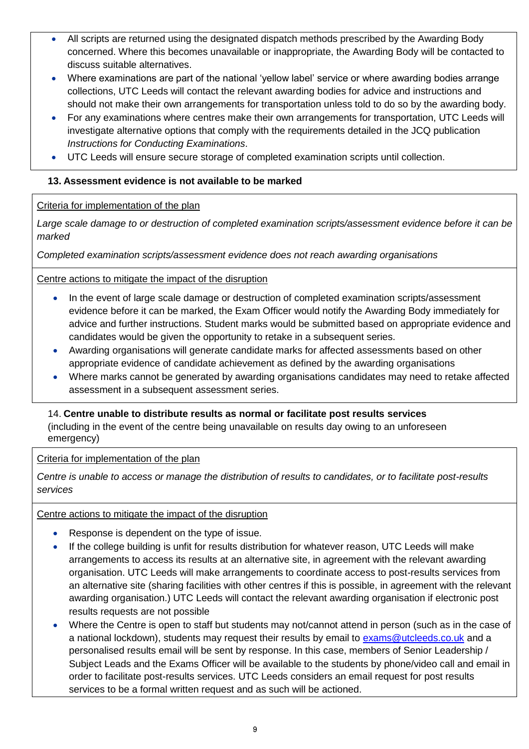- All scripts are returned using the designated dispatch methods prescribed by the Awarding Body concerned. Where this becomes unavailable or inappropriate, the Awarding Body will be contacted to discuss suitable alternatives.
- Where examinations are part of the national 'yellow label' service or where awarding bodies arrange collections, UTC Leeds will contact the relevant awarding bodies for advice and instructions and should not make their own arrangements for transportation unless told to do so by the awarding body.
- For any examinations where centres make their own arrangements for transportation, UTC Leeds will investigate alternative options that comply with the requirements detailed in the JCQ publication *Instructions for Conducting Examinations*.
- UTC Leeds will ensure secure storage of completed examination scripts until collection.

### 13. Assessment evidence is not available to be marked

Criteria for implementation of the plan

*Large scale damage to or destruction of completed examination scripts/assessment evidence before it can be marked*

*Completed examination scripts/assessment evidence does not reach awarding organisations*

Centre actions to mitigate the impact of the disruption

- In the event of large scale damage or destruction of completed examination scripts/assessment evidence before it can be marked, the Exam Officer would notify the Awarding Body immediately for advice and further instructions. Student marks would be submitted based on appropriate evidence and candidates would be given the opportunity to retake in a subsequent series.
- Awarding organisations will generate candidate marks for affected assessments based on other appropriate evidence of candidate achievement as defined by the awarding organisations
- Where marks cannot be generated by awarding organisations candidates may need to retake affected assessment in a subsequent assessment series.

### 14. **Centre unable to distribute results as normal or facilitate post results services**

(including in the event of the centre being unavailable on results day owing to an unforeseen emergency)

Criteria for implementation of the plan

*Centre is unable to access or manage the distribution of results to candidates, or to facilitate post-results services*

Centre actions to mitigate the impact of the disruption

- Response is dependent on the type of issue.
- If the college building is unfit for results distribution for whatever reason, UTC Leeds will make arrangements to access its results at an alternative site, in agreement with the relevant awarding organisation. UTC Leeds will make arrangements to coordinate access to post-results services from an alternative site (sharing facilities with other centres if this is possible, in agreement with the relevant awarding organisation.) UTC Leeds will contact the relevant awarding organisation if electronic post results requests are not possible
- Where the Centre is open to staff but students may not/cannot attend in person (such as in the case of a national lockdown), students may request their results by email to exams@utcleeds.co.uk and a personalised results email will be sent by response. In this case, members of Senior Leadership / Subject Leads and the Exams Officer will be available to the students by phone/video call and email in order to facilitate post-results services. UTC Leeds considers an email request for post results services to be a formal written request and as such will be actioned.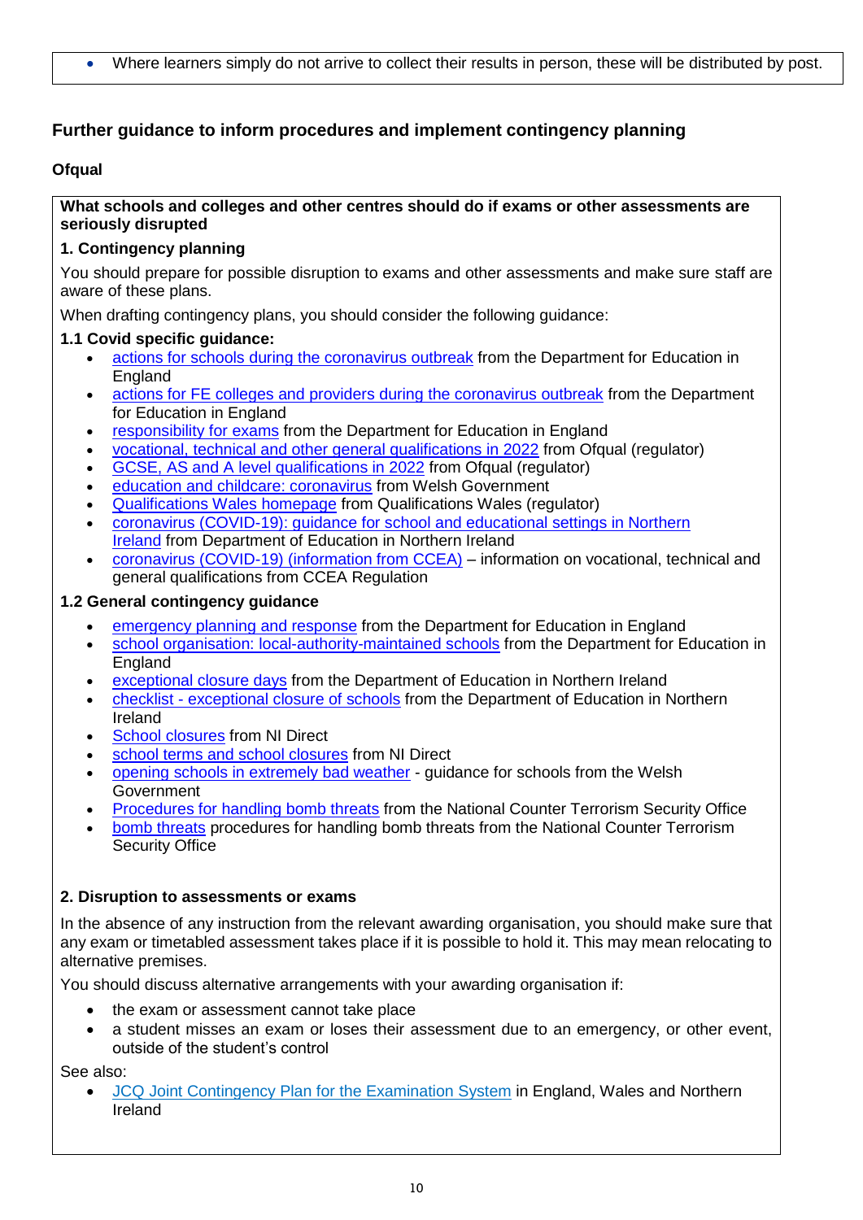- Where learners simply do not arrive to collect their results in person, these will be distributed by post.

## Further guidance to inform procedures and implement contingency planning

### Ofqual

**What schools and colleges and other centres should do if exams or other assessments are seriously disrupted**

**1. Contingency planning**

You should prepare for possible disruption to exams and other assessments and make sure staff are aware of these plans.

When drafting contingency plans, you should consider the following guidance:

**1.1 Covid specific guidance:**

- actions for schools during the coronavirus outbreak from the Department for Education in England
- actions for FE colleges and providers during the coronavirus outbreak from the Department for Education in England
- responsibility for exams from the Department for Education in England
- vocational, technical and other general qualifications in 2022 from Ofqual (regulator)
- GCSE, AS and A level qualifications in 2022 from Ofqual (regulator)
- education and childcare: coronavirus from Welsh Government
- Qualifications Wales homepage from Qualifications Wales (regulator)
- coronavirus (COVID-19): guidance for school and educational settings in Northern Ireland from Department of Education in Northern Ireland
- coronavirus (COVID-19) (information from CCEA) – information on vocational, technical and general qualifications from CCEA Regulation

**1.2 General contingency guidance**

- emergency planning and response from the Department for Education in England
- school organisation: local-authority-maintained schools from the Department for Education in England
- exceptional closure days from the Department of Education in Northern Ireland
- checklist - exceptional closure of schools from the Department of Education in Northern Ireland
- School closures from NI Direct
- school terms and school closures from NI Direct
- opening schools in extremely bad weather - guidance for schools from the Welsh Government
- Procedures for handling bomb threats from the National Counter Terrorism Security Office
- bomb threats procedures for handling bomb threats from the National Counter Terrorism Security Office

**2. Disruption to assessments or exams**

In the absence of any instruction from the relevant awarding organisation, you should make sure that any exam or timetabled assessment takes place if it is possible to hold it. This may mean relocating to alternative premises.

You should discuss alternative arrangements with your awarding organisation if:

- the exam or assessment cannot take place
- a student misses an exam or loses their assessment due to an emergency, or other event, outside of the student's control

See also:

- JCQ Joint Contingency Plan for the Examination System in England, Wales and Northern Ireland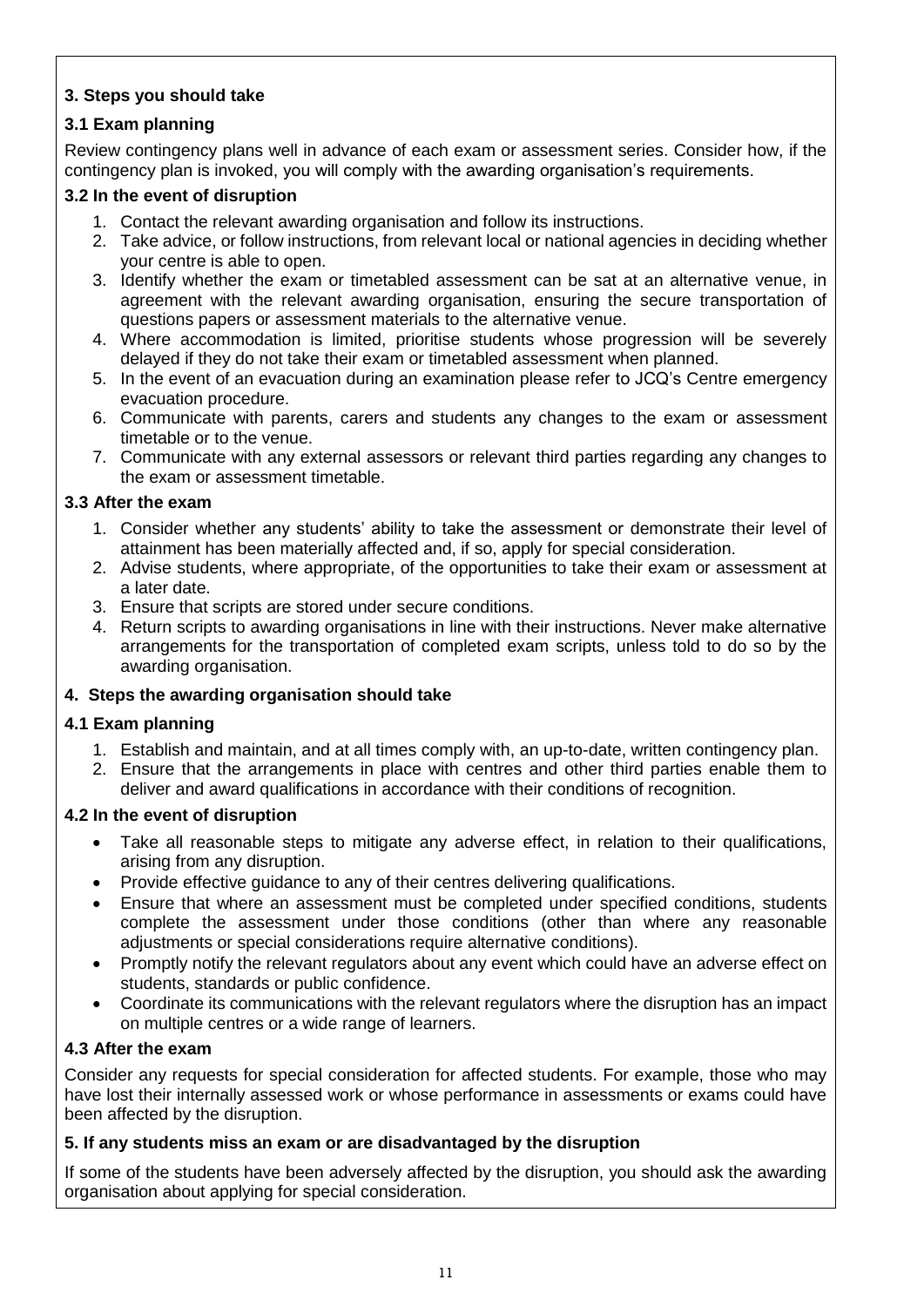**3. Steps you should take**

**3.1 Exam planning**

Review contingency plans well in advance of each exam or assessment series. Consider how, if the contingency plan is invoked, you will comply with the awarding organisation's requirements.

**3.2 In the event of disruption**

1. Contact the relevant awarding organisation and follow its instructions.
2. Take advice, or follow instructions, from relevant local or national agencies in deciding whether your centre is able to open.
3. Identify whether the exam or timetabled assessment can be sat at an alternative venue, in agreement with the relevant awarding organisation, ensuring the secure transportation of questions papers or assessment materials to the alternative venue.
4. Where accommodation is limited, prioritise students whose progression will be severely delayed if they do not take their exam or timetabled assessment when planned.
5. In the event of an evacuation during an examination please refer to JCQ's Centre emergency evacuation procedure.
6. Communicate with parents, carers and students any changes to the exam or assessment timetable or to the venue.
7. Communicate with any external assessors or relevant third parties regarding any changes to the exam or assessment timetable.

**3.3 After the exam**

1. Consider whether any students' ability to take the assessment or demonstrate their level of attainment has been materially affected and, if so, apply for special consideration.
2. Advise students, where appropriate, of the opportunities to take their exam or assessment at a later date.
3. Ensure that scripts are stored under secure conditions.
4. Return scripts to awarding organisations in line with their instructions. Never make alternative arrangements for the transportation of completed exam scripts, unless told to do so by the awarding organisation.

**4. Steps the awarding organisation should take**

**4.1 Exam planning**

1. Establish and maintain, and at all times comply with, an up-to-date, written contingency plan.
2. Ensure that the arrangements in place with centres and other third parties enable them to deliver and award qualifications in accordance with their conditions of recognition.

**4.2 In the event of disruption**

- Take all reasonable steps to mitigate any adverse effect, in relation to their qualifications, arising from any disruption.
- Provide effective guidance to any of their centres delivering qualifications.
- Ensure that where an assessment must be completed under specified conditions, students complete the assessment under those conditions (other than where any reasonable adjustments or special considerations require alternative conditions).
- Promptly notify the relevant regulators about any event which could have an adverse effect on students, standards or public confidence.
- Coordinate its communications with the relevant regulators where the disruption has an impact on multiple centres or a wide range of learners.

**4.3 After the exam**

Consider any requests for special consideration for affected students. For example, those who may have lost their internally assessed work or whose performance in assessments or exams could have been affected by the disruption.

**5. If any students miss an exam or are disadvantaged by the disruption**

If some of the students have been adversely affected by the disruption, you should ask the awarding organisation about applying for special consideration.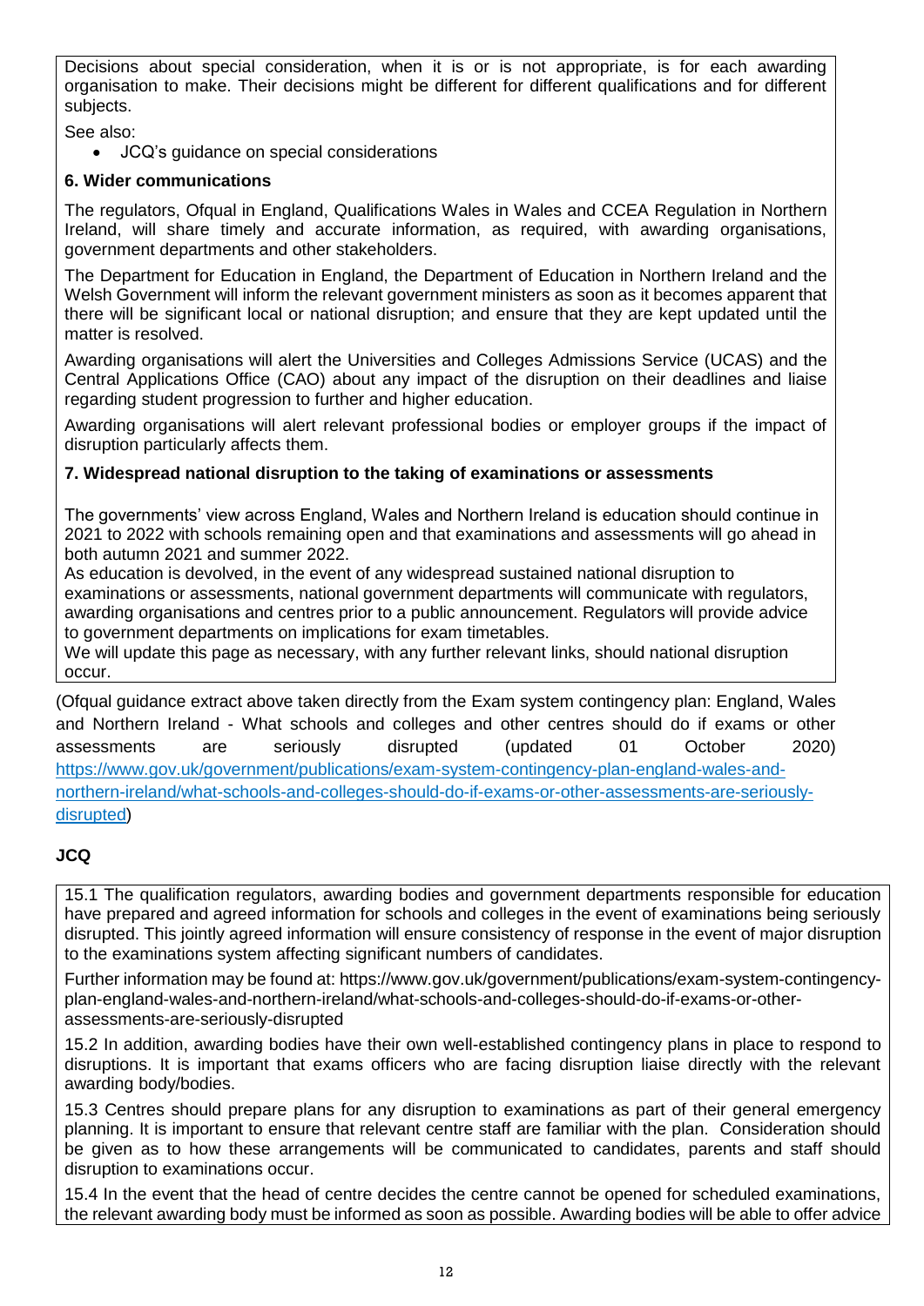Decisions about special consideration, when it is or is not appropriate, is for each awarding organisation to make. Their decisions might be different for different qualifications and for different subjects.

See also:

- JCQ's guidance on special considerations

**6. Wider communications**

The regulators, Ofqual in England, Qualifications Wales in Wales and CCEA Regulation in Northern Ireland, will share timely and accurate information, as required, with awarding organisations, government departments and other stakeholders.

The Department for Education in England, the Department of Education in Northern Ireland and the Welsh Government will inform the relevant government ministers as soon as it becomes apparent that there will be significant local or national disruption; and ensure that they are kept updated until the matter is resolved.

Awarding organisations will alert the Universities and Colleges Admissions Service (UCAS) and the Central Applications Office (CAO) about any impact of the disruption on their deadlines and liaise regarding student progression to further and higher education.

Awarding organisations will alert relevant professional bodies or employer groups if the impact of disruption particularly affects them.

**7. Widespread national disruption to the taking of examinations or assessments**

The governments' view across England, Wales and Northern Ireland is education should continue in 2021 to 2022 with schools remaining open and that examinations and assessments will go ahead in both autumn 2021 and summer 2022.

As education is devolved, in the event of any widespread sustained national disruption to examinations or assessments, national government departments will communicate with regulators, awarding organisations and centres prior to a public announcement. Regulators will provide advice to government departments on implications for exam timetables.

We will update this page as necessary, with any further relevant links, should national disruption occur.

(Ofqual guidance extract above taken directly from the Exam system contingency plan: England, Wales and Northern Ireland - What schools and colleges and other centres should do if exams or other assessments are seriously disrupted (updated 01 October 2020) [https://www.gov.uk/government/publications/exam-system-contingency-plan-england-wales-and-northern-ireland/what-schools-and-colleges-should-do-if-exams-or-other-assessments-are-seriously-disrupted](https://www.gov.uk/government/publications/exam-system-contingency-plan-england-wales-and-northern-ireland/what-schools-and-colleges-should-do-if-exams-or-other-assessments-are-seriously-disrupted))

**JCQ**

15.1 The qualification regulators, awarding bodies and government departments responsible for education have prepared and agreed information for schools and colleges in the event of examinations being seriously disrupted. This jointly agreed information will ensure consistency of response in the event of major disruption to the examinations system affecting significant numbers of candidates.

Further information may be found at: https://www.gov.uk/government/publications/exam-system-contingency-plan-england-wales-and-northern-ireland/what-schools-and-colleges-should-do-if-exams-or-other-assessments-are-seriously-disrupted

15.2 In addition, awarding bodies have their own well-established contingency plans in place to respond to disruptions. It is important that exams officers who are facing disruption liaise directly with the relevant awarding body/bodies.

15.3 Centres should prepare plans for any disruption to examinations as part of their general emergency planning. It is important to ensure that relevant centre staff are familiar with the plan. Consideration should be given as to how these arrangements will be communicated to candidates, parents and staff should disruption to examinations occur.

15.4 In the event that the head of centre decides the centre cannot be opened for scheduled examinations, the relevant awarding body must be informed as soon as possible. Awarding bodies will be able to offer advice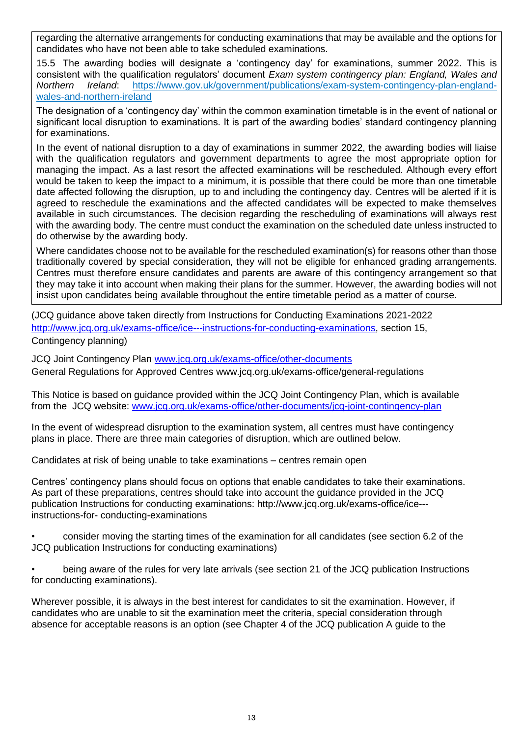regarding the alternative arrangements for conducting examinations that may be available and the options for candidates who have not been able to take scheduled examinations.

15.5 The awarding bodies will designate a 'contingency day' for examinations, summer 2022. This is consistent with the qualification regulators' document *Exam system contingency plan: England, Wales and Northern Ireland*: https://www.gov.uk/government/publications/exam-system-contingency-plan-england-wales-and-northern-ireland

The designation of a 'contingency day' within the common examination timetable is in the event of national or significant local disruption to examinations. It is part of the awarding bodies' standard contingency planning for examinations.

In the event of national disruption to a day of examinations in summer 2022, the awarding bodies will liaise with the qualification regulators and government departments to agree the most appropriate option for managing the impact. As a last resort the affected examinations will be rescheduled. Although every effort would be taken to keep the impact to a minimum, it is possible that there could be more than one timetable date affected following the disruption, up to and including the contingency day. Centres will be alerted if it is agreed to reschedule the examinations and the affected candidates will be expected to make themselves available in such circumstances. The decision regarding the rescheduling of examinations will always rest with the awarding body. The centre must conduct the examination on the scheduled date unless instructed to do otherwise by the awarding body.

Where candidates choose not to be available for the rescheduled examination(s) for reasons other than those traditionally covered by special consideration, they will not be eligible for enhanced grading arrangements. Centres must therefore ensure candidates and parents are aware of this contingency arrangement so that they may take it into account when making their plans for the summer. However, the awarding bodies will not insist upon candidates being available throughout the entire timetable period as a matter of course.

(JCQ guidance above taken directly from Instructions for Conducting Examinations 2021-2022 http://www.jcq.org.uk/exams-office/ice---instructions-for-conducting-examinations, section 15, Contingency planning)

JCQ Joint Contingency Plan www.jcq.org.uk/exams-office/other-documents
General Regulations for Approved Centres www.jcq.org.uk/exams-office/general-regulations

This Notice is based on guidance provided within the JCQ Joint Contingency Plan, which is available from the JCQ website: www.jcq.org.uk/exams-office/other-documents/jcq-joint-contingency-plan

In the event of widespread disruption to the examination system, all centres must have contingency plans in place. There are three main categories of disruption, which are outlined below.

Candidates at risk of being unable to take examinations – centres remain open

Centres' contingency plans should focus on options that enable candidates to take their examinations. As part of these preparations, centres should take into account the guidance provided in the JCQ publication Instructions for conducting examinations: http://www.jcq.org.uk/exams-office/ice---instructions-for- conducting-examinations

- consider moving the starting times of the examination for all candidates (see section 6.2 of the JCQ publication Instructions for conducting examinations)
- being aware of the rules for very late arrivals (see section 21 of the JCQ publication Instructions for conducting examinations).

Wherever possible, it is always in the best interest for candidates to sit the examination. However, if candidates who are unable to sit the examination meet the criteria, special consideration through absence for acceptable reasons is an option (see Chapter 4 of the JCQ publication A guide to the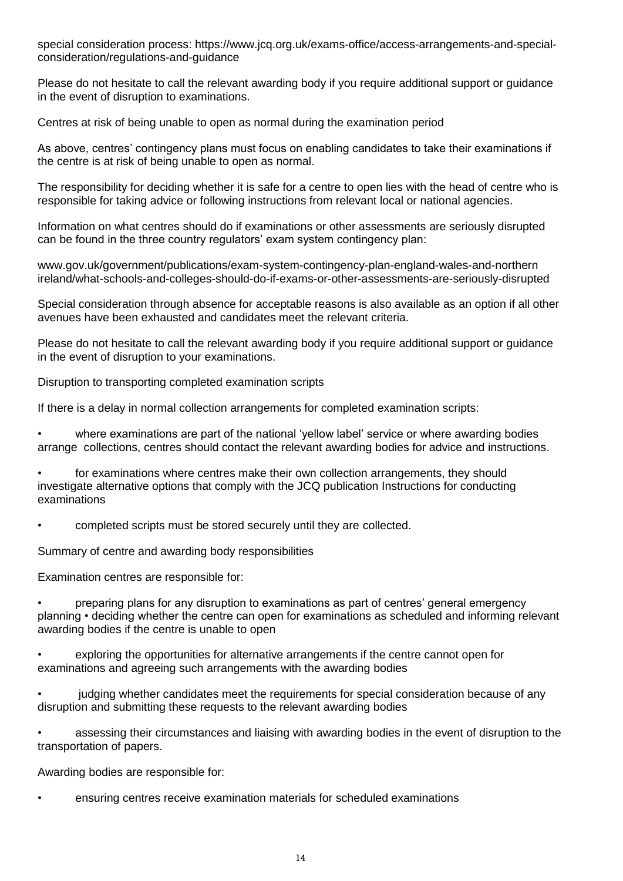special consideration process: https://www.jcq.org.uk/exams-office/access-arrangements-and-special-consideration/regulations-and-guidance

Please do not hesitate to call the relevant awarding body if you require additional support or guidance in the event of disruption to examinations.

## Centres at risk of being unable to open as normal during the examination period

As above, centres' contingency plans must focus on enabling candidates to take their examinations if the centre is at risk of being unable to open as normal.

The responsibility for deciding whether it is safe for a centre to open lies with the head of centre who is responsible for taking advice or following instructions from relevant local or national agencies.

Information on what centres should do if examinations or other assessments are seriously disrupted can be found in the three country regulators' exam system contingency plan:

www.gov.uk/government/publications/exam-system-contingency-plan-england-wales-and-northern ireland/what-schools-and-colleges-should-do-if-exams-or-other-assessments-are-seriously-disrupted

Special consideration through absence for acceptable reasons is also available as an option if all other avenues have been exhausted and candidates meet the relevant criteria.

Please do not hesitate to call the relevant awarding body if you require additional support or guidance in the event of disruption to your examinations.

## Disruption to transporting completed examination scripts

If there is a delay in normal collection arrangements for completed examination scripts:

- where examinations are part of the national 'yellow label' service or where awarding bodies arrange collections, centres should contact the relevant awarding bodies for advice and instructions.
- for examinations where centres make their own collection arrangements, they should investigate alternative options that comply with the JCQ publication Instructions for conducting examinations
- completed scripts must be stored securely until they are collected.

## Summary of centre and awarding body responsibilities

Examination centres are responsible for:

- preparing plans for any disruption to examinations as part of centres' general emergency planning
- deciding whether the centre can open for examinations as scheduled and informing relevant awarding bodies if the centre is unable to open
- exploring the opportunities for alternative arrangements if the centre cannot open for examinations and agreeing such arrangements with the awarding bodies
- judging whether candidates meet the requirements for special consideration because of any disruption and submitting these requests to the relevant awarding bodies
- assessing their circumstances and liaising with awarding bodies in the event of disruption to the transportation of papers.

Awarding bodies are responsible for:

- ensuring centres receive examination materials for scheduled examinations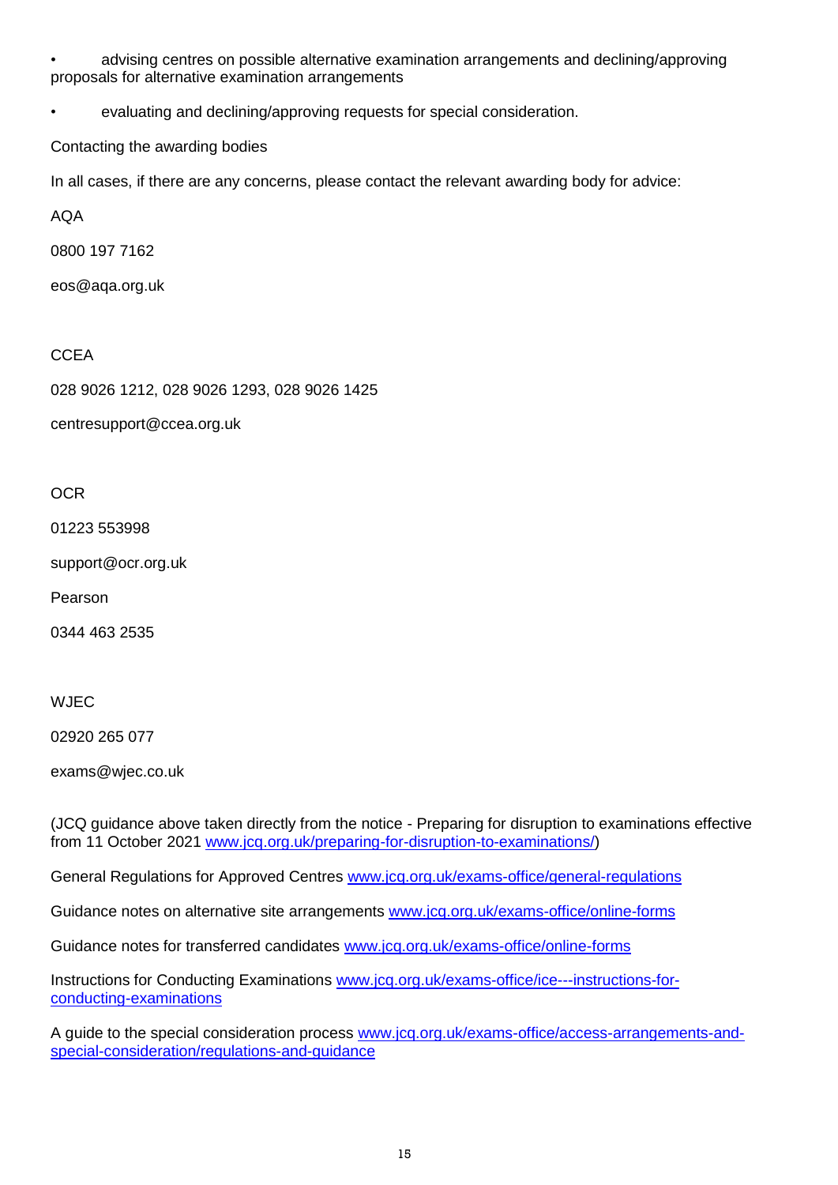- advising centres on possible alternative examination arrangements and declining/approving proposals for alternative examination arrangements
- evaluating and declining/approving requests for special consideration.

Contacting the awarding bodies

In all cases, if there are any concerns, please contact the relevant awarding body for advice:

AQA

0800 197 7162

eos@aqa.org.uk

CCEA

028 9026 1212, 028 9026 1293, 028 9026 1425

centresupport@ccea.org.uk

OCR

01223 553998

support@ocr.org.uk

Pearson

0344 463 2535

WJEC

02920 265 077

exams@wjec.co.uk

(JCQ guidance above taken directly from the notice - Preparing for disruption to examinations effective from 11 October 2021 [www.jcq.org.uk/preparing-for-disruption-to-examinations/](www.jcq.org.uk/preparing-for-disruption-to-examinations/))

General Regulations for Approved Centres [www.jcq.org.uk/exams-office/general-regulations](www.jcq.org.uk/exams-office/general-regulations)

Guidance notes on alternative site arrangements [www.jcq.org.uk/exams-office/online-forms](www.jcq.org.uk/exams-office/online-forms)

Guidance notes for transferred candidates [www.jcq.org.uk/exams-office/online-forms](www.jcq.org.uk/exams-office/online-forms)

Instructions for Conducting Examinations [www.jcq.org.uk/exams-office/ice---instructions-for-conducting-examinations](www.jcq.org.uk/exams-office/ice---instructions-for-conducting-examinations)

A guide to the special consideration process [www.jcq.org.uk/exams-office/access-arrangements-and-special-consideration/regulations-and-guidance](www.jcq.org.uk/exams-office/access-arrangements-and-special-consideration/regulations-and-guidance)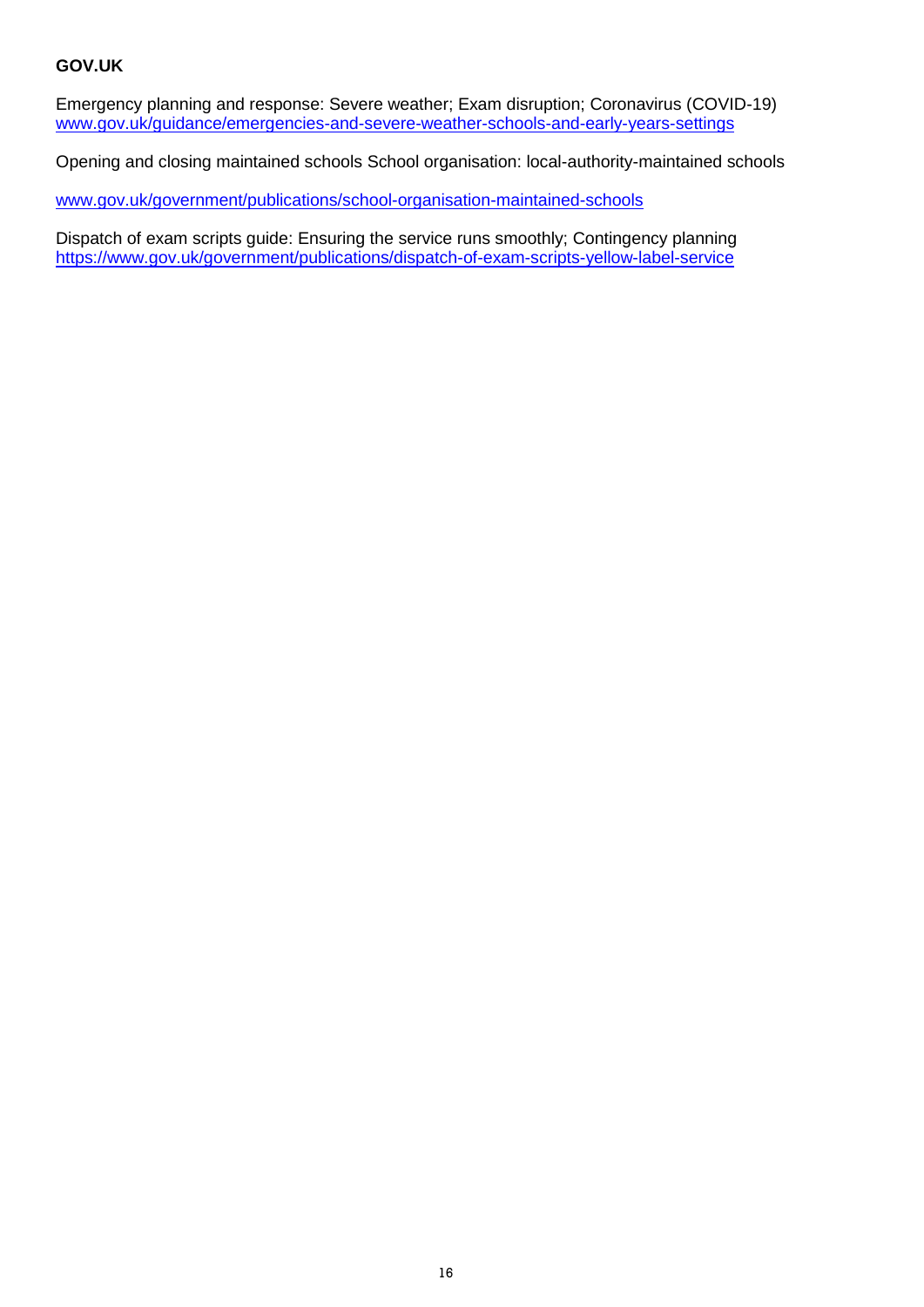**GOV.UK**

Emergency planning and response: Severe weather; Exam disruption; Coronavirus (COVID-19) [www.gov.uk/guidance/emergencies-and-severe-weather-schools-and-early-years-settings](https://www.gov.uk/guidance/emergencies-and-severe-weather-schools-and-early-years-settings)

Opening and closing maintained schools School organisation: local-authority-maintained schools

[www.gov.uk/government/publications/school-organisation-maintained-schools](https://www.gov.uk/government/publications/school-organisation-maintained-schools)

Dispatch of exam scripts guide: Ensuring the service runs smoothly; Contingency planning [https://www.gov.uk/government/publications/dispatch-of-exam-scripts-yellow-label-service](https://www.gov.uk/government/publications/dispatch-of-exam-scripts-yellow-label-service)